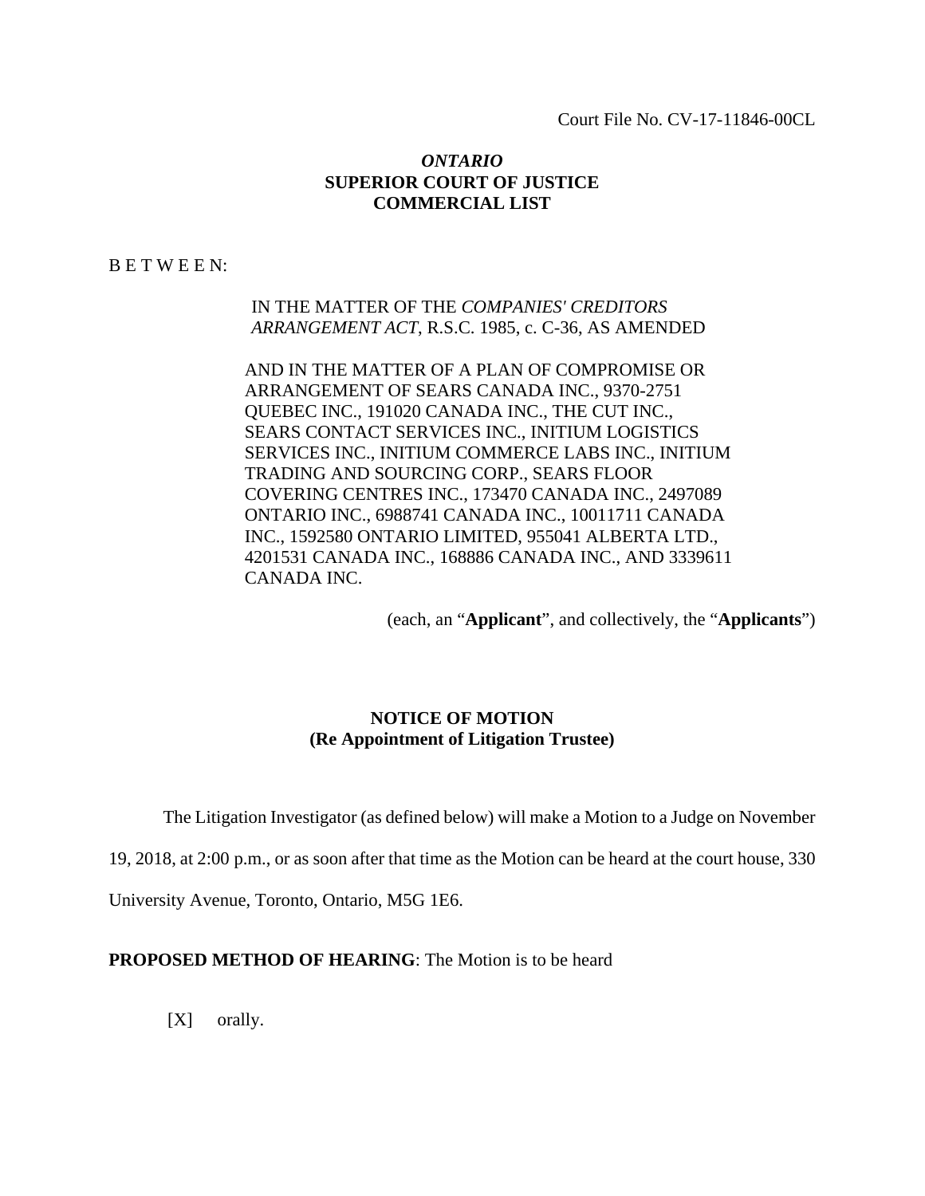Court File No. CV-17-11846-00CL

***ONTARIO***
**SUPERIOR COURT OF JUSTICE**
**COMMERCIAL LIST**

B E T W E E N:

IN THE MATTER OF THE *COMPANIES' CREDITORS ARRANGEMENT ACT*, R.S.C. 1985, c. C-36, AS AMENDED

AND IN THE MATTER OF A PLAN OF COMPROMISE OR ARRANGEMENT OF SEARS CANADA INC., 9370-2751 QUEBEC INC., 191020 CANADA INC., THE CUT INC., SEARS CONTACT SERVICES INC., INITIUM LOGISTICS SERVICES INC., INITIUM COMMERCE LABS INC., INITIUM TRADING AND SOURCING CORP., SEARS FLOOR COVERING CENTRES INC., 173470 CANADA INC., 2497089 ONTARIO INC., 6988741 CANADA INC., 10011711 CANADA INC., 1592580 ONTARIO LIMITED, 955041 ALBERTA LTD., 4201531 CANADA INC., 168886 CANADA INC., AND 3339611 CANADA INC.

(each, an "**Applicant**", and collectively, the "**Applicants**")

**NOTICE OF MOTION**
**(Re Appointment of Litigation Trustee)**

The Litigation Investigator (as defined below) will make a Motion to a Judge on November 19, 2018, at 2:00 p.m., or as soon after that time as the Motion can be heard at the court house, 330 University Avenue, Toronto, Ontario, M5G 1E6.

**PROPOSED METHOD OF HEARING**: The Motion is to be heard

[X] orally.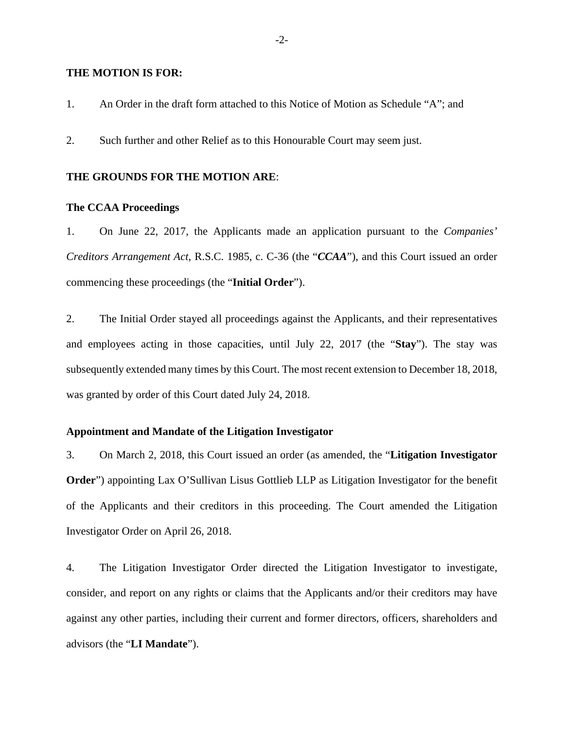**THE MOTION IS FOR:**

1. An Order in the draft form attached to this Notice of Motion as Schedule "A"; and

2. Such further and other Relief as to this Honourable Court may seem just.

**THE GROUNDS FOR THE MOTION ARE**:

**The CCAA Proceedings**

1. On June 22, 2017, the Applicants made an application pursuant to the *Companies' Creditors Arrangement Act*, R.S.C. 1985, c. C-36 (the "***CCAA***"), and this Court issued an order commencing these proceedings (the "**Initial Order**").

2. The Initial Order stayed all proceedings against the Applicants, and their representatives and employees acting in those capacities, until July 22, 2017 (the "**Stay**"). The stay was subsequently extended many times by this Court. The most recent extension to December 18, 2018, was granted by order of this Court dated July 24, 2018.

**Appointment and Mandate of the Litigation Investigator**

3. On March 2, 2018, this Court issued an order (as amended, the "**Litigation Investigator Order**") appointing Lax O'Sullivan Lisus Gottlieb LLP as Litigation Investigator for the benefit of the Applicants and their creditors in this proceeding. The Court amended the Litigation Investigator Order on April 26, 2018.

4. The Litigation Investigator Order directed the Litigation Investigator to investigate, consider, and report on any rights or claims that the Applicants and/or their creditors may have against any other parties, including their current and former directors, officers, shareholders and advisors (the "**LI Mandate**").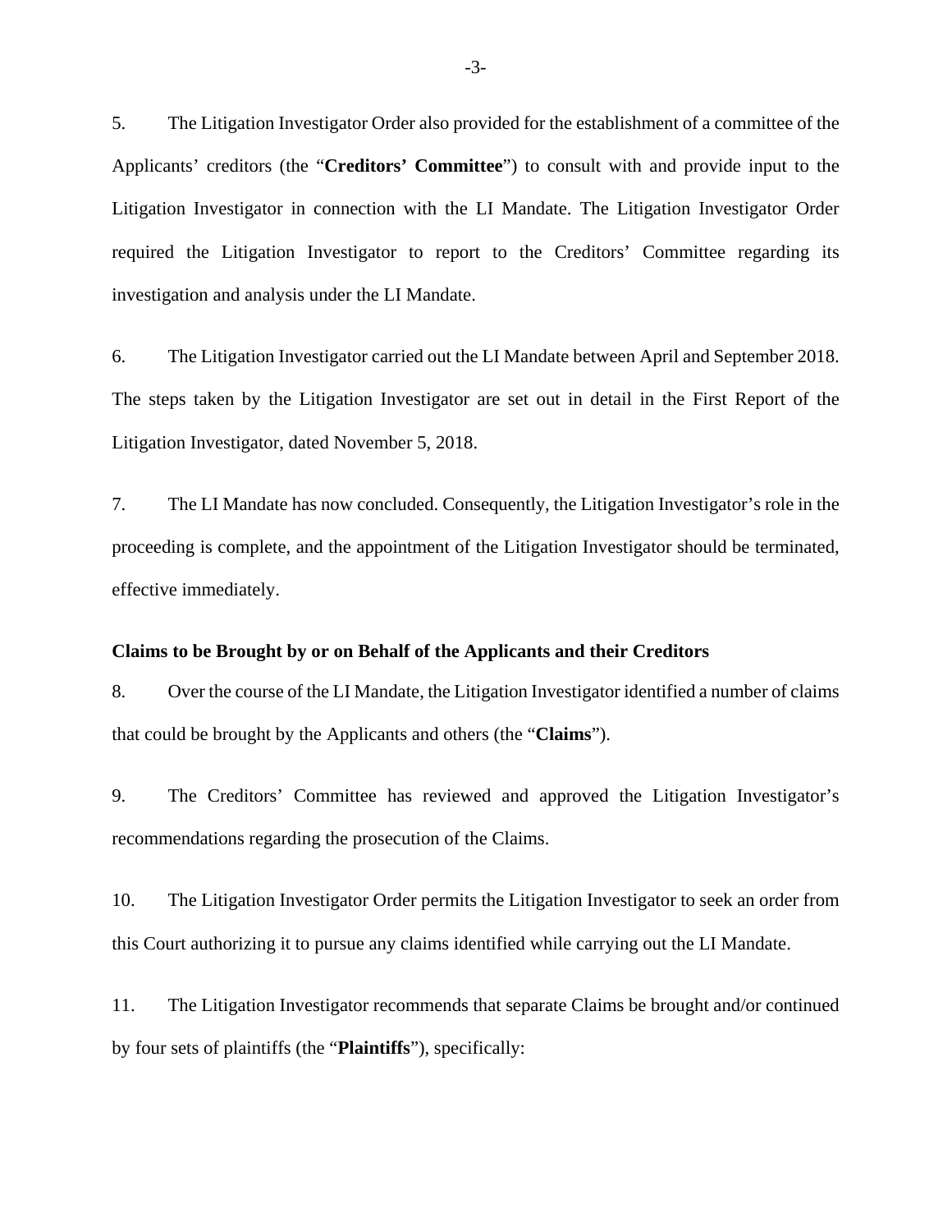5. The Litigation Investigator Order also provided for the establishment of a committee of the Applicants' creditors (the "**Creditors' Committee**") to consult with and provide input to the Litigation Investigator in connection with the LI Mandate. The Litigation Investigator Order required the Litigation Investigator to report to the Creditors' Committee regarding its investigation and analysis under the LI Mandate.

6. The Litigation Investigator carried out the LI Mandate between April and September 2018. The steps taken by the Litigation Investigator are set out in detail in the First Report of the Litigation Investigator, dated November 5, 2018.

7. The LI Mandate has now concluded. Consequently, the Litigation Investigator's role in the proceeding is complete, and the appointment of the Litigation Investigator should be terminated, effective immediately.

**Claims to be Brought by or on Behalf of the Applicants and their Creditors**

8. Over the course of the LI Mandate, the Litigation Investigator identified a number of claims that could be brought by the Applicants and others (the "**Claims**").

9. The Creditors' Committee has reviewed and approved the Litigation Investigator's recommendations regarding the prosecution of the Claims.

10. The Litigation Investigator Order permits the Litigation Investigator to seek an order from this Court authorizing it to pursue any claims identified while carrying out the LI Mandate.

11. The Litigation Investigator recommends that separate Claims be brought and/or continued by four sets of plaintiffs (the "**Plaintiffs**"), specifically: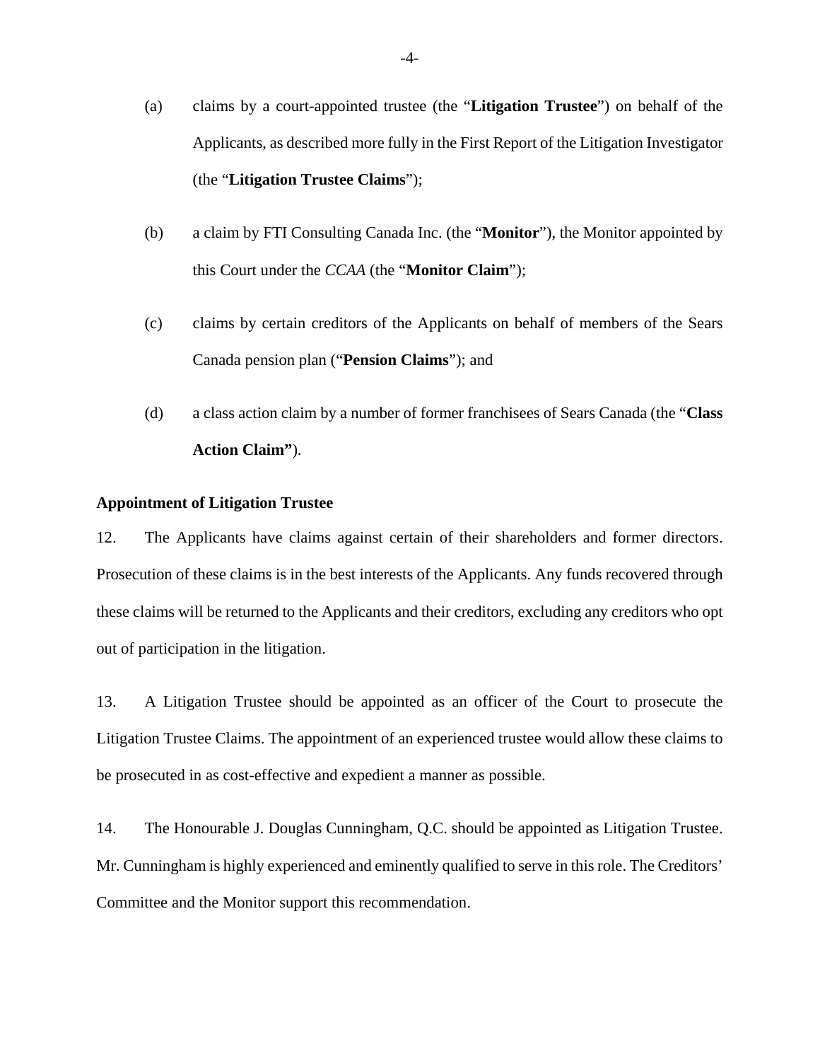(a) claims by a court-appointed trustee (the "**Litigation Trustee**") on behalf of the Applicants, as described more fully in the First Report of the Litigation Investigator (the "**Litigation Trustee Claims**");

(b) a claim by FTI Consulting Canada Inc. (the "**Monitor**"), the Monitor appointed by this Court under the *CCAA* (the "**Monitor Claim**");

(c) claims by certain creditors of the Applicants on behalf of members of the Sears Canada pension plan ("**Pension Claims**"); and

(d) a class action claim by a number of former franchisees of Sears Canada (the "**Class Action Claim"**).

**Appointment of Litigation Trustee**

12. The Applicants have claims against certain of their shareholders and former directors. Prosecution of these claims is in the best interests of the Applicants. Any funds recovered through these claims will be returned to the Applicants and their creditors, excluding any creditors who opt out of participation in the litigation.

13. A Litigation Trustee should be appointed as an officer of the Court to prosecute the Litigation Trustee Claims. The appointment of an experienced trustee would allow these claims to be prosecuted in as cost-effective and expedient a manner as possible.

14. The Honourable J. Douglas Cunningham, Q.C. should be appointed as Litigation Trustee. Mr. Cunningham is highly experienced and eminently qualified to serve in this role. The Creditors' Committee and the Monitor support this recommendation.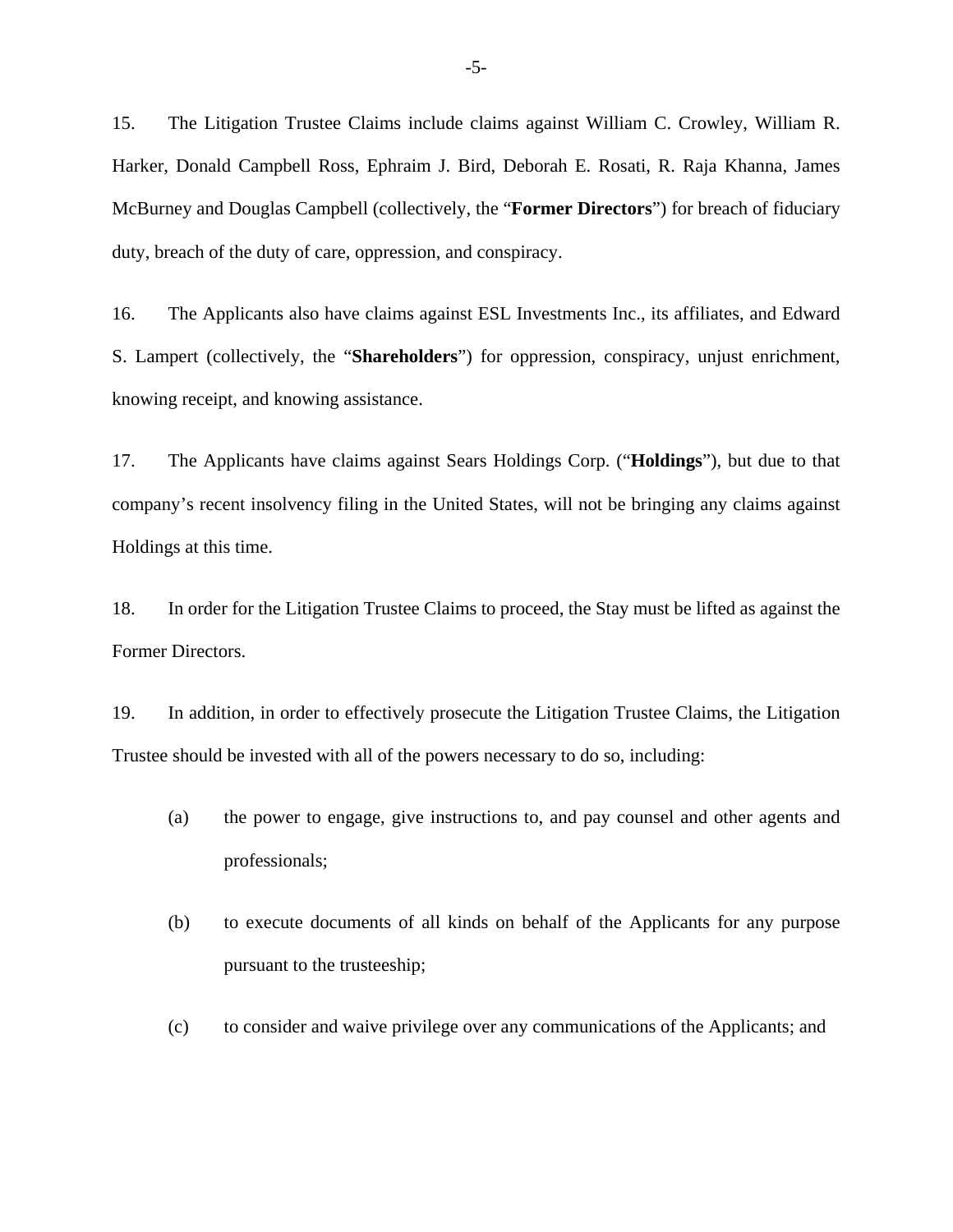15. The Litigation Trustee Claims include claims against William C. Crowley, William R. Harker, Donald Campbell Ross, Ephraim J. Bird, Deborah E. Rosati, R. Raja Khanna, James McBurney and Douglas Campbell (collectively, the "**Former Directors**") for breach of fiduciary duty, breach of the duty of care, oppression, and conspiracy.

16. The Applicants also have claims against ESL Investments Inc., its affiliates, and Edward S. Lampert (collectively, the "**Shareholders**") for oppression, conspiracy, unjust enrichment, knowing receipt, and knowing assistance.

17. The Applicants have claims against Sears Holdings Corp. ("**Holdings**"), but due to that company's recent insolvency filing in the United States, will not be bringing any claims against Holdings at this time.

18. In order for the Litigation Trustee Claims to proceed, the Stay must be lifted as against the Former Directors.

19. In addition, in order to effectively prosecute the Litigation Trustee Claims, the Litigation Trustee should be invested with all of the powers necessary to do so, including:

(a) the power to engage, give instructions to, and pay counsel and other agents and professionals;

(b) to execute documents of all kinds on behalf of the Applicants for any purpose pursuant to the trusteeship;

(c) to consider and waive privilege over any communications of the Applicants; and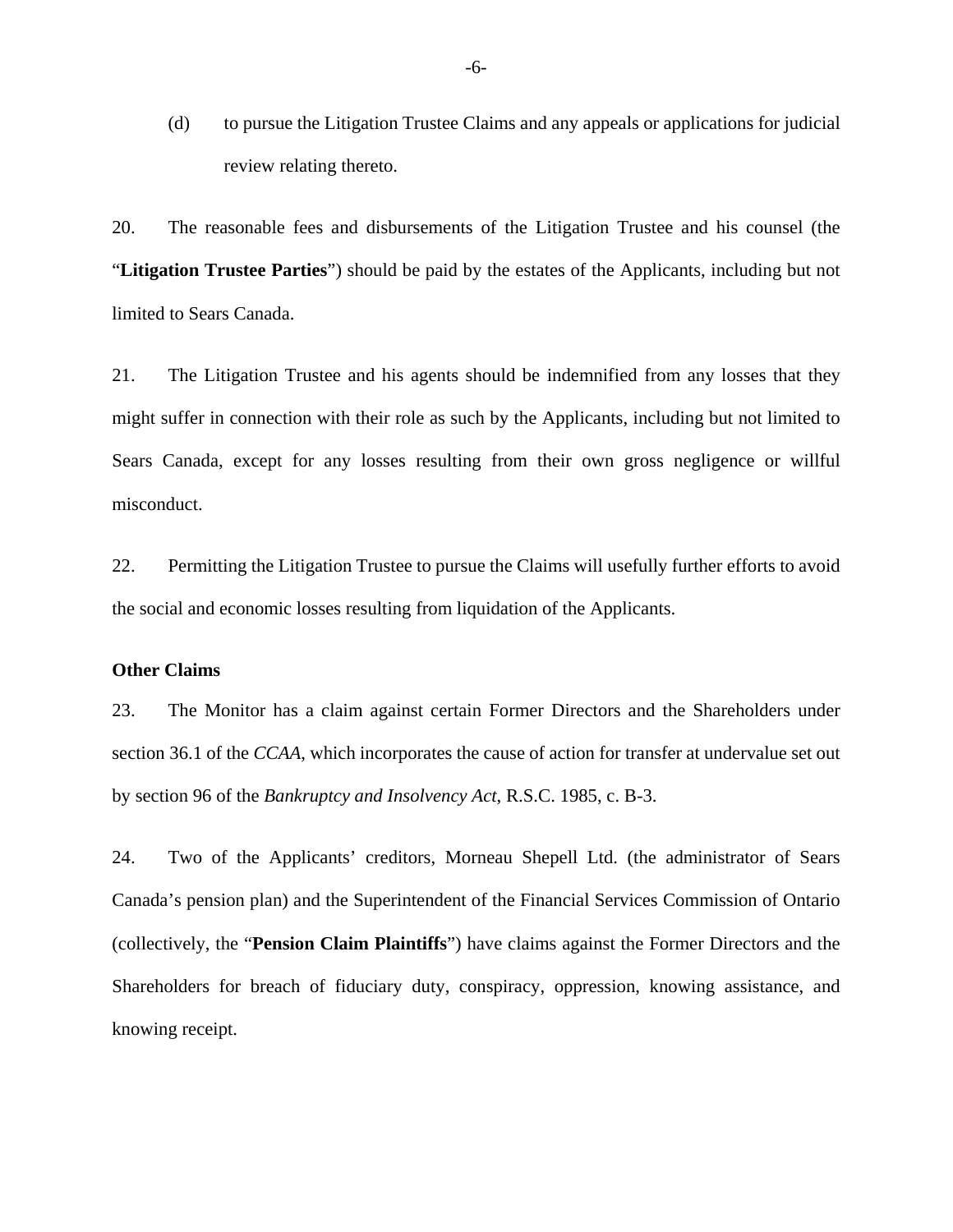(d) to pursue the Litigation Trustee Claims and any appeals or applications for judicial review relating thereto.

20. The reasonable fees and disbursements of the Litigation Trustee and his counsel (the "**Litigation Trustee Parties**") should be paid by the estates of the Applicants, including but not limited to Sears Canada.

21. The Litigation Trustee and his agents should be indemnified from any losses that they might suffer in connection with their role as such by the Applicants, including but not limited to Sears Canada, except for any losses resulting from their own gross negligence or willful misconduct.

22. Permitting the Litigation Trustee to pursue the Claims will usefully further efforts to avoid the social and economic losses resulting from liquidation of the Applicants.

**Other Claims**

23. The Monitor has a claim against certain Former Directors and the Shareholders under section 36.1 of the *CCAA*, which incorporates the cause of action for transfer at undervalue set out by section 96 of the *Bankruptcy and Insolvency Act*, R.S.C. 1985, c. B-3.

24. Two of the Applicants' creditors, Morneau Shepell Ltd. (the administrator of Sears Canada's pension plan) and the Superintendent of the Financial Services Commission of Ontario (collectively, the "**Pension Claim Plaintiffs**") have claims against the Former Directors and the Shareholders for breach of fiduciary duty, conspiracy, oppression, knowing assistance, and knowing receipt.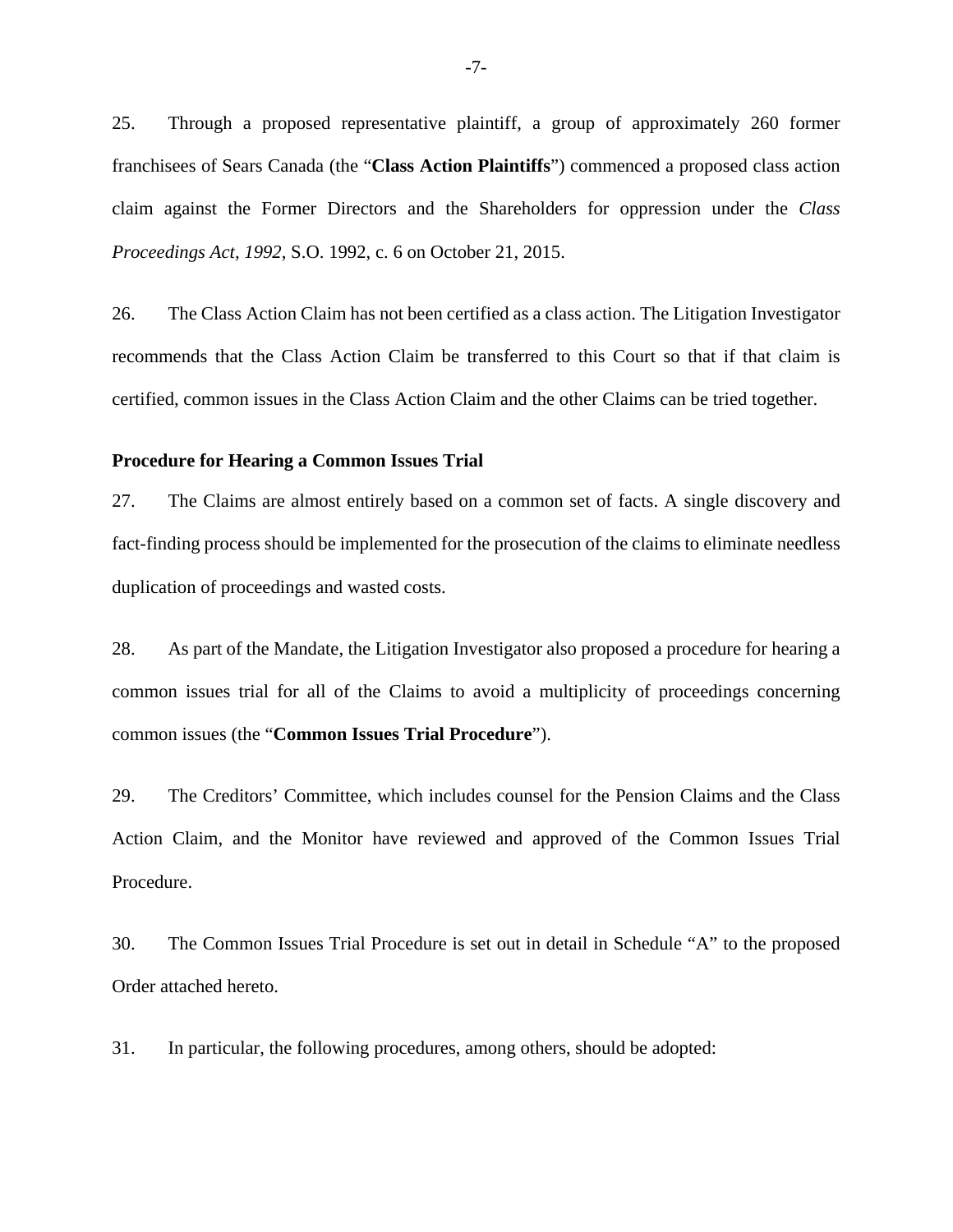25. Through a proposed representative plaintiff, a group of approximately 260 former franchisees of Sears Canada (the "**Class Action Plaintiffs**") commenced a proposed class action claim against the Former Directors and the Shareholders for oppression under the *Class Proceedings Act, 1992*, S.O. 1992, c. 6 on October 21, 2015.

26. The Class Action Claim has not been certified as a class action. The Litigation Investigator recommends that the Class Action Claim be transferred to this Court so that if that claim is certified, common issues in the Class Action Claim and the other Claims can be tried together.

**Procedure for Hearing a Common Issues Trial**

27. The Claims are almost entirely based on a common set of facts. A single discovery and fact-finding process should be implemented for the prosecution of the claims to eliminate needless duplication of proceedings and wasted costs.

28. As part of the Mandate, the Litigation Investigator also proposed a procedure for hearing a common issues trial for all of the Claims to avoid a multiplicity of proceedings concerning common issues (the "**Common Issues Trial Procedure**").

29. The Creditors' Committee, which includes counsel for the Pension Claims and the Class Action Claim, and the Monitor have reviewed and approved of the Common Issues Trial Procedure.

30. The Common Issues Trial Procedure is set out in detail in Schedule "A" to the proposed Order attached hereto.

31. In particular, the following procedures, among others, should be adopted: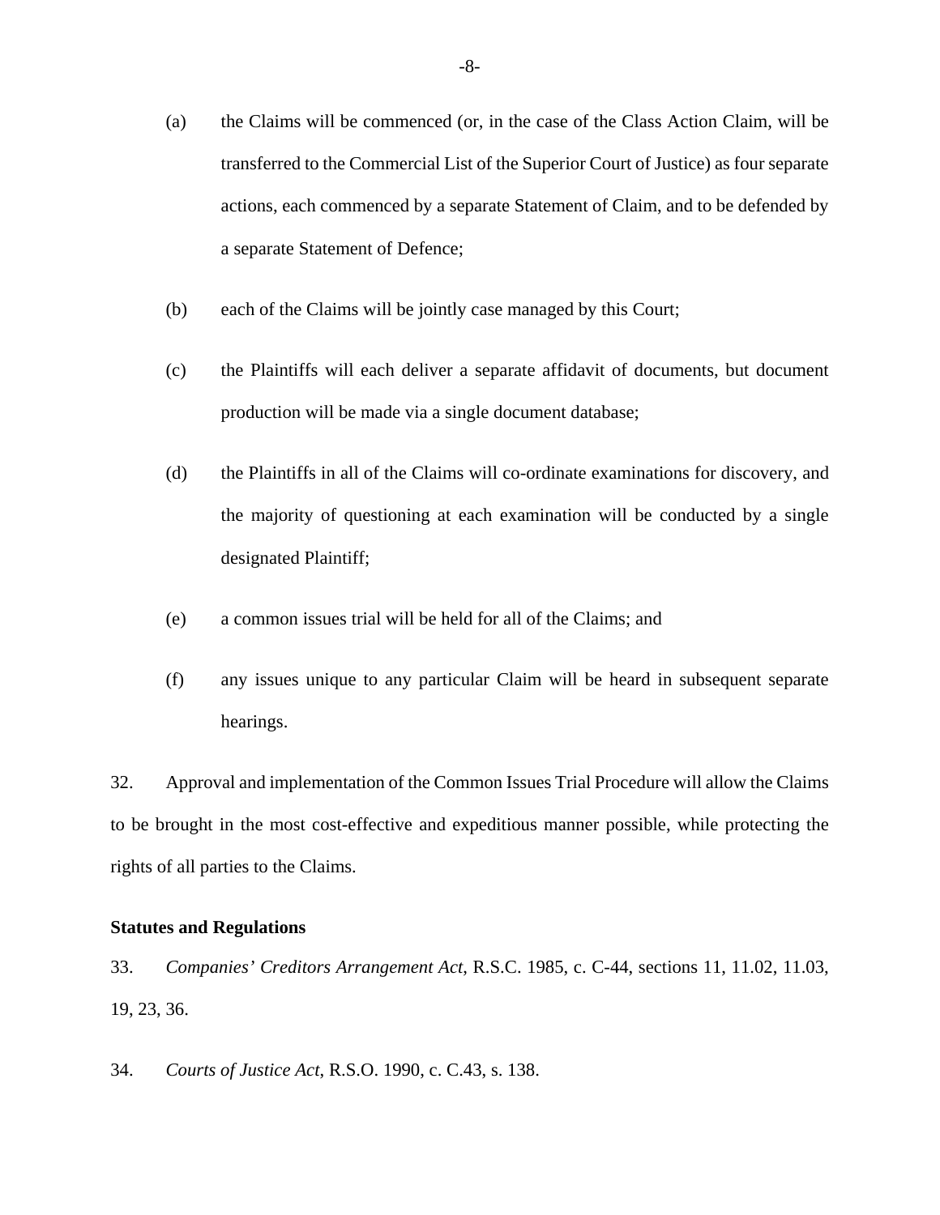(a) the Claims will be commenced (or, in the case of the Class Action Claim, will be transferred to the Commercial List of the Superior Court of Justice) as four separate actions, each commenced by a separate Statement of Claim, and to be defended by a separate Statement of Defence;

(b) each of the Claims will be jointly case managed by this Court;

(c) the Plaintiffs will each deliver a separate affidavit of documents, but document production will be made via a single document database;

(d) the Plaintiffs in all of the Claims will co-ordinate examinations for discovery, and the majority of questioning at each examination will be conducted by a single designated Plaintiff;

(e) a common issues trial will be held for all of the Claims; and

(f) any issues unique to any particular Claim will be heard in subsequent separate hearings.

32. Approval and implementation of the Common Issues Trial Procedure will allow the Claims to be brought in the most cost-effective and expeditious manner possible, while protecting the rights of all parties to the Claims.

**Statutes and Regulations**

33. *Companies' Creditors Arrangement Act*, R.S.C. 1985, c. C-44, sections 11, 11.02, 11.03, 19, 23, 36.

34. *Courts of Justice Act*, R.S.O. 1990, c. C.43, s. 138.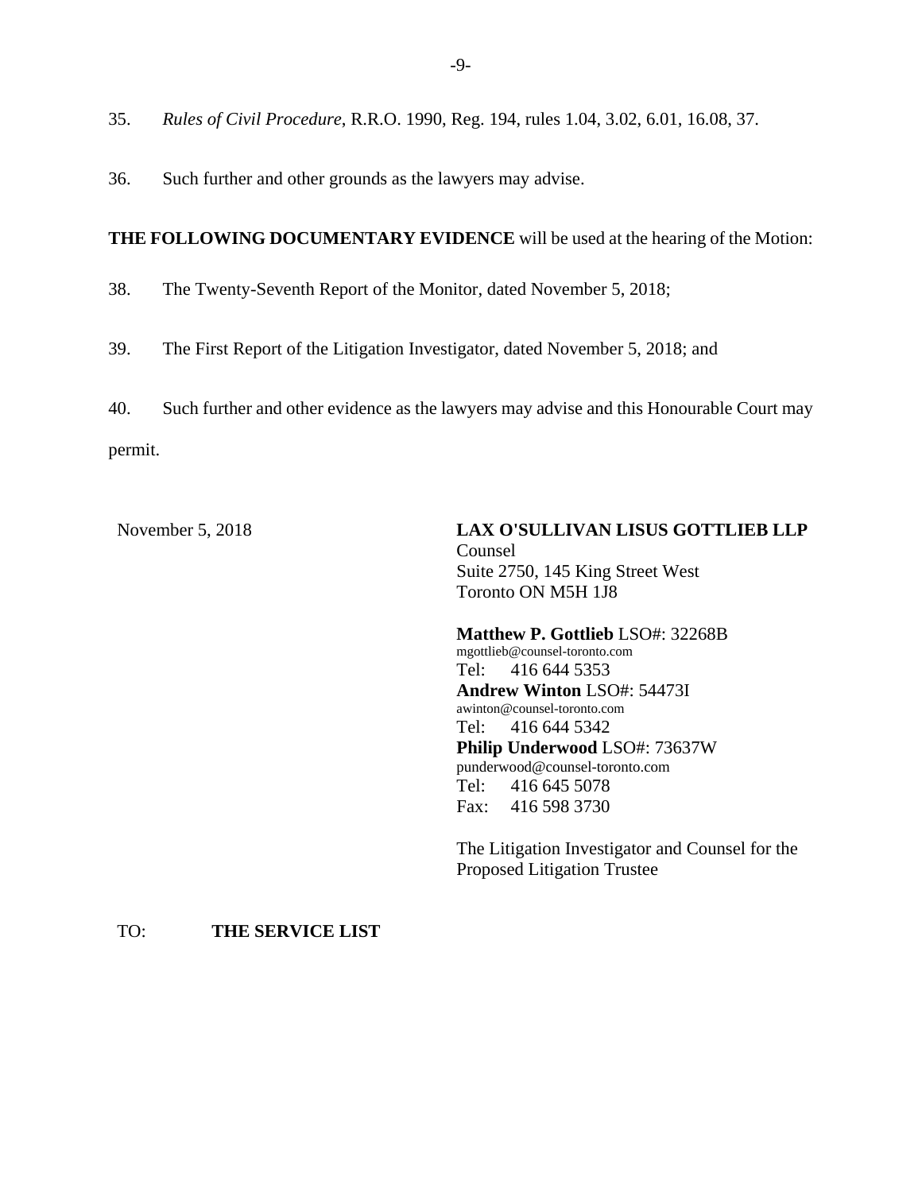35. *Rules of Civil Procedure*, R.R.O. 1990, Reg. 194, rules 1.04, 3.02, 6.01, 16.08, 37.

36. Such further and other grounds as the lawyers may advise.

**THE FOLLOWING DOCUMENTARY EVIDENCE** will be used at the hearing of the Motion:

38. The Twenty-Seventh Report of the Monitor, dated November 5, 2018;

39. The First Report of the Litigation Investigator, dated November 5, 2018; and

40. Such further and other evidence as the lawyers may advise and this Honourable Court may permit.

November 5, 2018

**LAX O'SULLIVAN LISUS GOTTLIEB LLP**
Counsel
Suite 2750, 145 King Street West
Toronto ON M5H 1J8

**Matthew P. Gottlieb** LSO#: 32268B
mgottlieb@counsel-toronto.com
Tel: 416 644 5353
**Andrew Winton** LSO#: 54473I
awinton@counsel-toronto.com
Tel: 416 644 5342
**Philip Underwood** LSO#: 73637W
punderwood@counsel-toronto.com
Tel: 416 645 5078
Fax: 416 598 3730

The Litigation Investigator and Counsel for the Proposed Litigation Trustee

TO: **THE SERVICE LIST**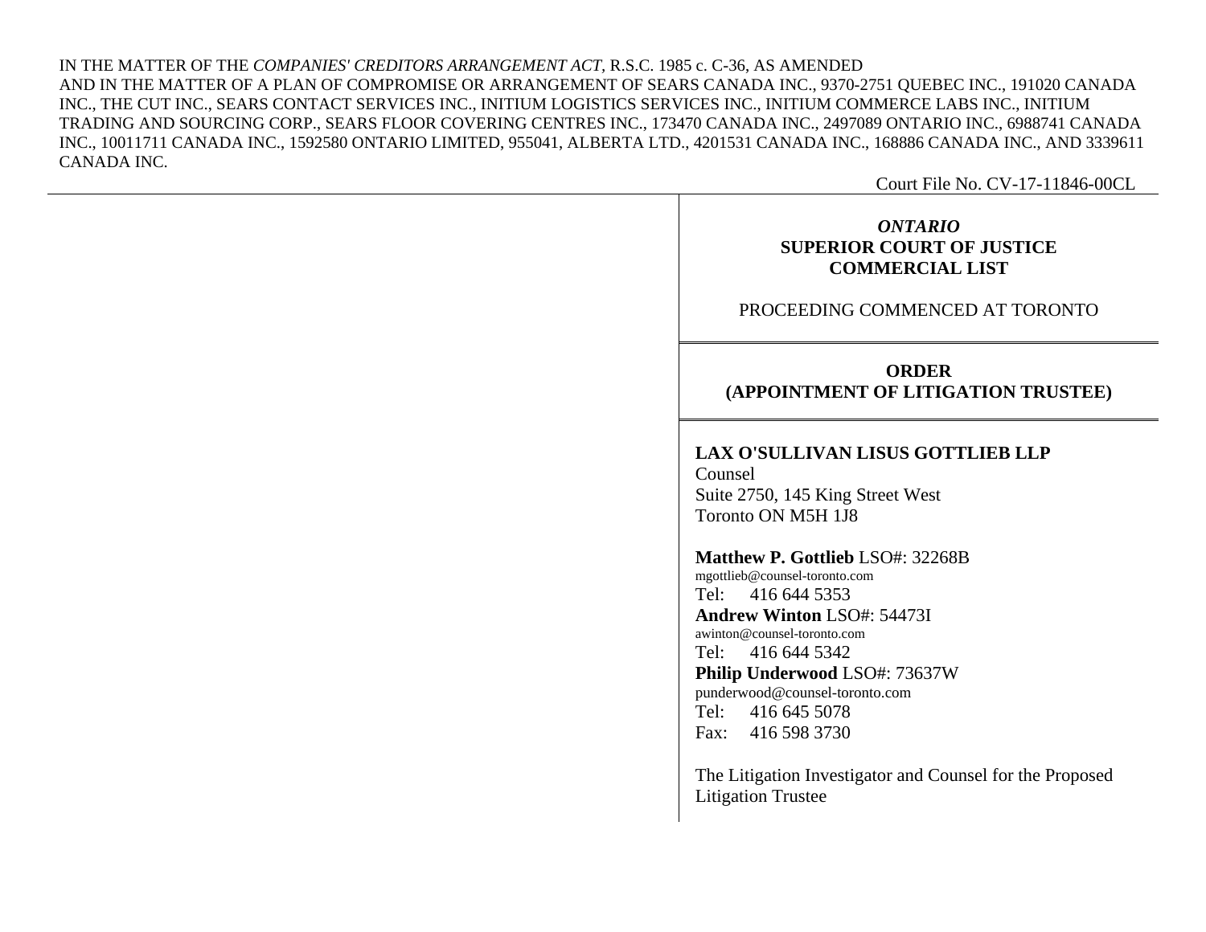IN THE MATTER OF THE *COMPANIES' CREDITORS ARRANGEMENT ACT*, R.S.C. 1985 c. C-36, AS AMENDED
AND IN THE MATTER OF A PLAN OF COMPROMISE OR ARRANGEMENT OF SEARS CANADA INC., 9370-2751 QUEBEC INC., 191020 CANADA INC., THE CUT INC., SEARS CONTACT SERVICES INC., INITIUM LOGISTICS SERVICES INC., INITIUM COMMERCE LABS INC., INITIUM TRADING AND SOURCING CORP., SEARS FLOOR COVERING CENTRES INC., 173470 CANADA INC., 2497089 ONTARIO INC., 6988741 CANADA INC., 10011711 CANADA INC., 1592580 ONTARIO LIMITED, 955041, ALBERTA LTD., 4201531 CANADA INC., 168886 CANADA INC., AND 3339611 CANADA INC.

Court File No. CV-17-11846-00CL

***ONTARIO***
**SUPERIOR COURT OF JUSTICE**
**COMMERCIAL LIST**

PROCEEDING COMMENCED AT TORONTO

**ORDER**
**(APPOINTMENT OF LITIGATION TRUSTEE)**

**LAX O'SULLIVAN LISUS GOTTLIEB LLP**
Counsel
Suite 2750, 145 King Street West
Toronto ON M5H 1J8

**Matthew P. Gottlieb** LSO#: 32268B
mgottlieb@counsel-toronto.com
Tel: 416 644 5353
**Andrew Winton** LSO#: 54473I
awinton@counsel-toronto.com
Tel: 416 644 5342
**Philip Underwood** LSO#: 73637W
punderwood@counsel-toronto.com
Tel: 416 645 5078
Fax: 416 598 3730

The Litigation Investigator and Counsel for the Proposed Litigation Trustee